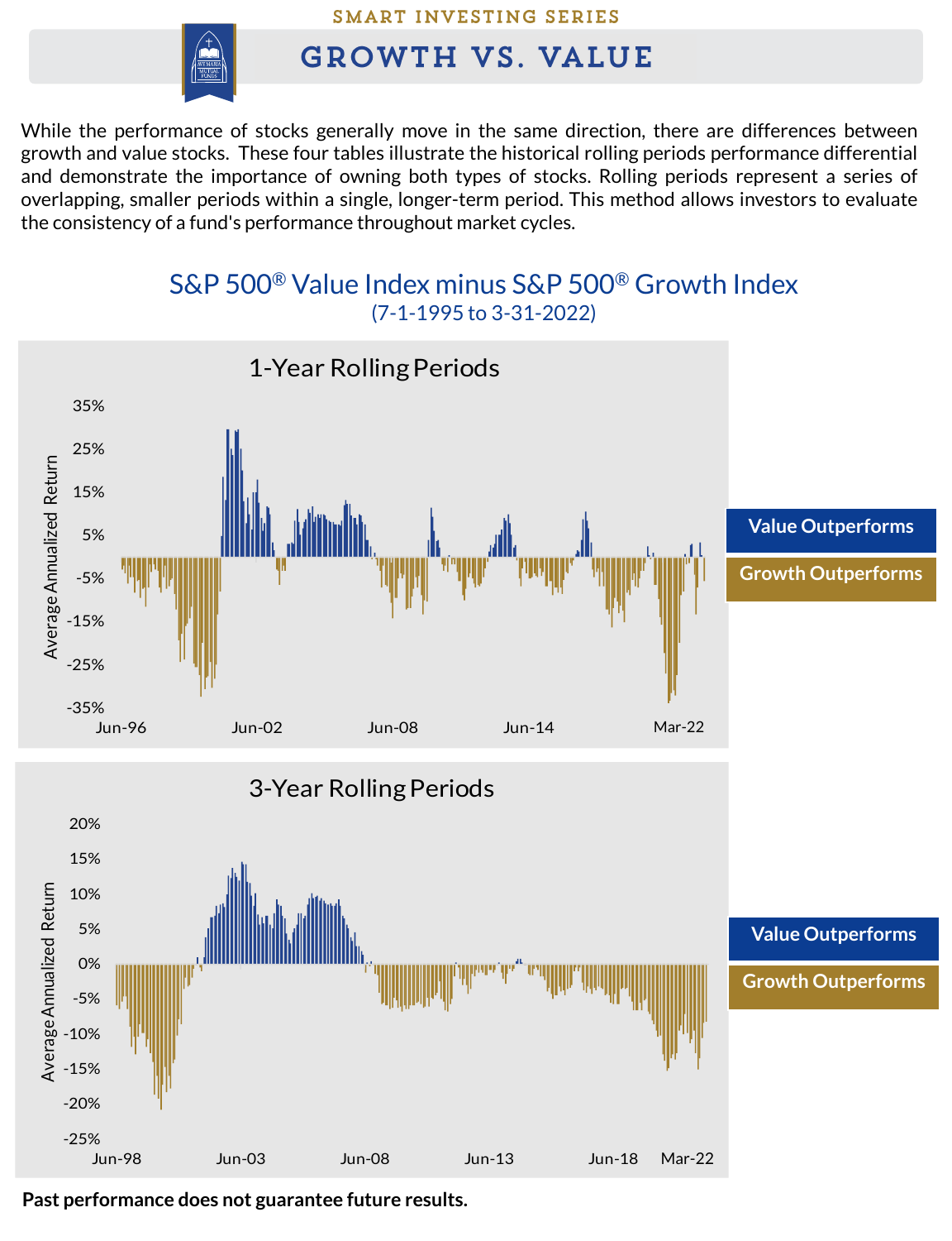SMART INVESTING SERIES

# GROWTH VS. VALUE

While the performance of stocks generally move in the same direction, there are differences between growth and value stocks. These four tables illustrate the historical rolling periods performance differential and demonstrate the importance of owning both types of stocks. Rolling periods represent a series of overlapping, smaller periods within a single, longer-term period. This method allows investors to evaluate the consistency of a fund's performance throughout market cycles.

## S&P 500® Value Index minus S&P 500® Growth Index

(7-1-1995 to 3-31-2022)

### 1-Year Rolling Periods

Average Annualized Return

35%, 25%, 15%, 5%, -5%, -15%, -25%, -35%

Jun-96, Jun-02, Jun-08, Jun-14, Mar-22

Value Outperforms

Growth Outperforms

### 3-Year Rolling Periods

Average Annualized Return

20%, 15%, 10%, 5%, 0%, -5%, -10%, -15%, -20%, -25%

Jun-98, Jun-03, Jun-08, Jun-13, Jun-18, Mar-22

Value Outperforms

Growth Outperforms

**Past performance does not guarantee future results.**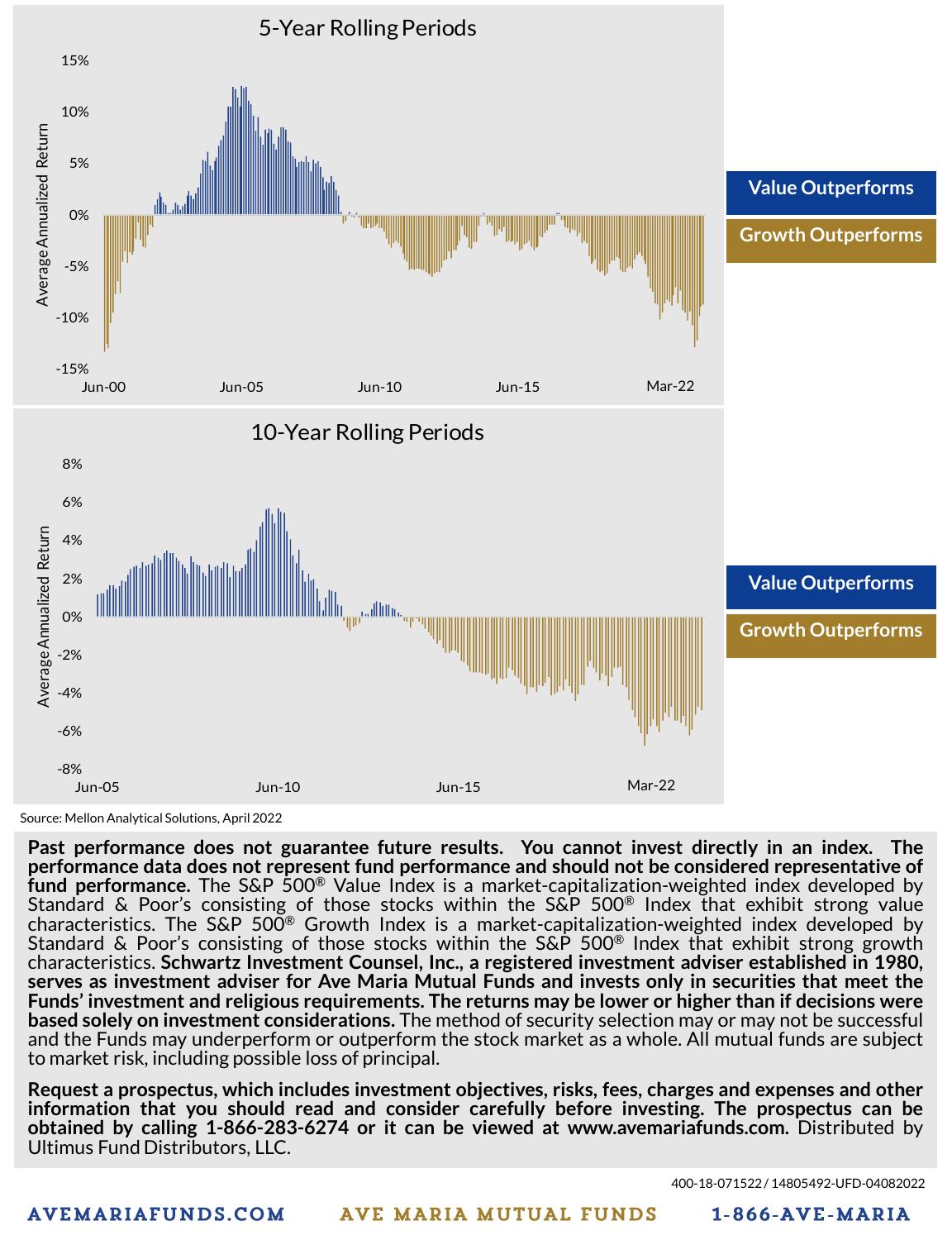5-Year Rolling Periods

Average Annualized Return

15%
10%
5%
0%
-5%
-10%
-15%

Jun-00
Jun-05
Jun-10
Jun-15
Mar-22

Value Outperforms

Growth Outperforms

10-Year Rolling Periods

Average Annualized Return

8%
6%
4%
2%
0%
-2%
-4%
-6%
-8%

Jun-05
Jun-10
Jun-15
Mar-22

Value Outperforms

Growth Outperforms

Source: Mellon Analytical Solutions, April 2022

**Past performance does not guarantee future results. You cannot invest directly in an index. The performance data does not represent fund performance and should not be considered representative of fund performance.** The S&P 500® Value Index is a market-capitalization-weighted index developed by Standard & Poor's consisting of those stocks within the S&P 500® Index that exhibit strong value characteristics. The S&P 500® Growth Index is a market-capitalization-weighted index developed by Standard & Poor's consisting of those stocks within the S&P 500® Index that exhibit strong growth characteristics. **Schwartz Investment Counsel, Inc., a registered investment adviser established in 1980, serves as investment adviser for Ave Maria Mutual Funds and invests only in securities that meet the Funds' investment and religious requirements. The returns may be lower or higher than if decisions were based solely on investment considerations.** The method of security selection may or may not be successful and the Funds may underperform or outperform the stock market as a whole. All mutual funds are subject to market risk, including possible loss of principal.

**Request a prospectus, which includes investment objectives, risks, fees, charges and expenses and other information that you should read and consider carefully before investing. The prospectus can be obtained by calling 1-866-283-6274 or it can be viewed at www.avemariafunds.com.** Distributed by Ultimus Fund Distributors, LLC.

400-18-071522 / 14805492-UFD-04082022

AVEMARIAFUNDS.COM AVE MARIA MUTUAL FUNDS 1-866-AVE-MARIA